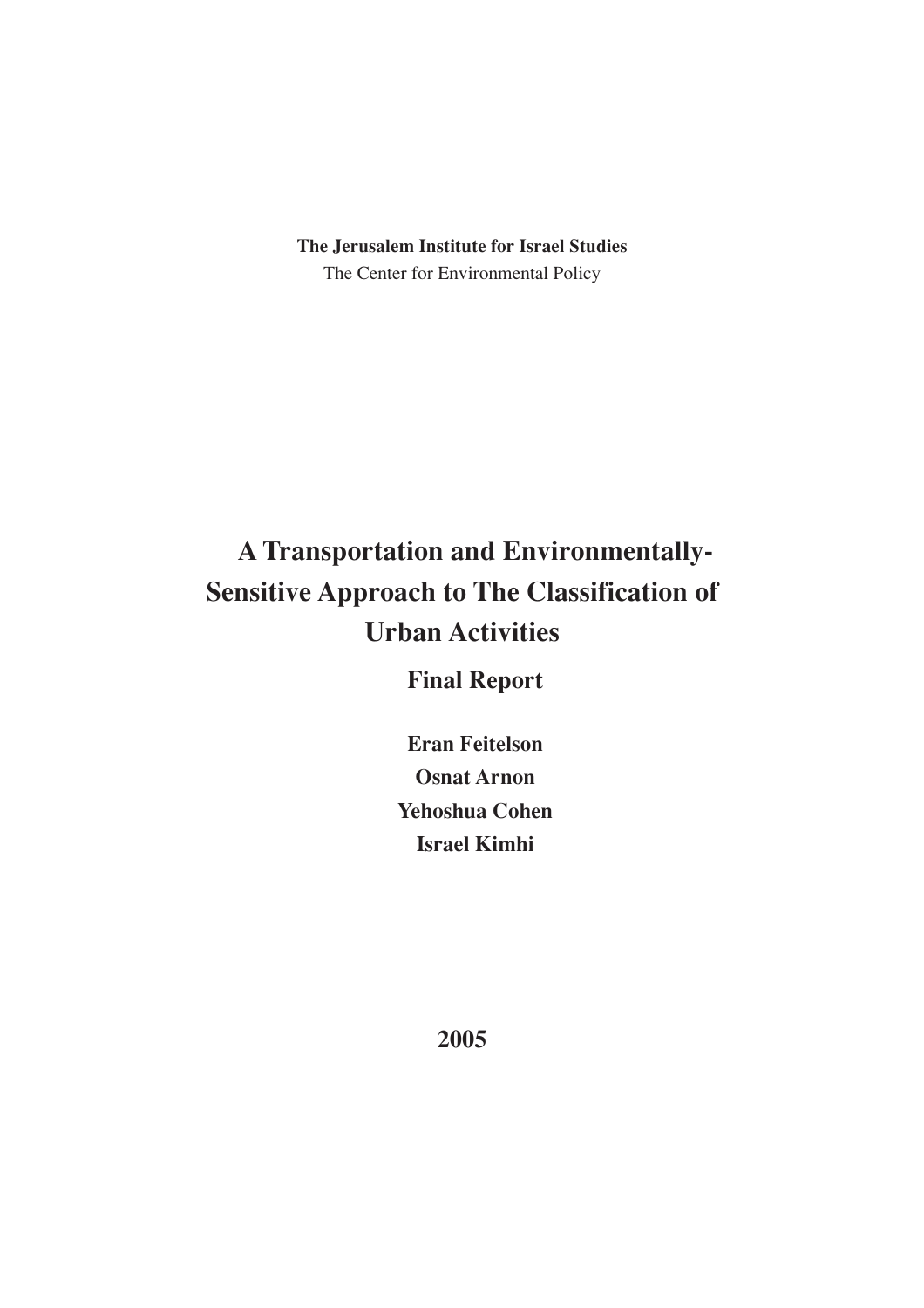**The Jerusalem Institute for Israel Studies**

The Center for Environmental Policy

# A Transportation and Environmentally-Sensitive Approach to The Classification of Urban Activities

## Final Report

**Eran Feitelson**

**Osnat Arnon**

**Yehoshua Cohen**

**Israel Kimhi**

**2005**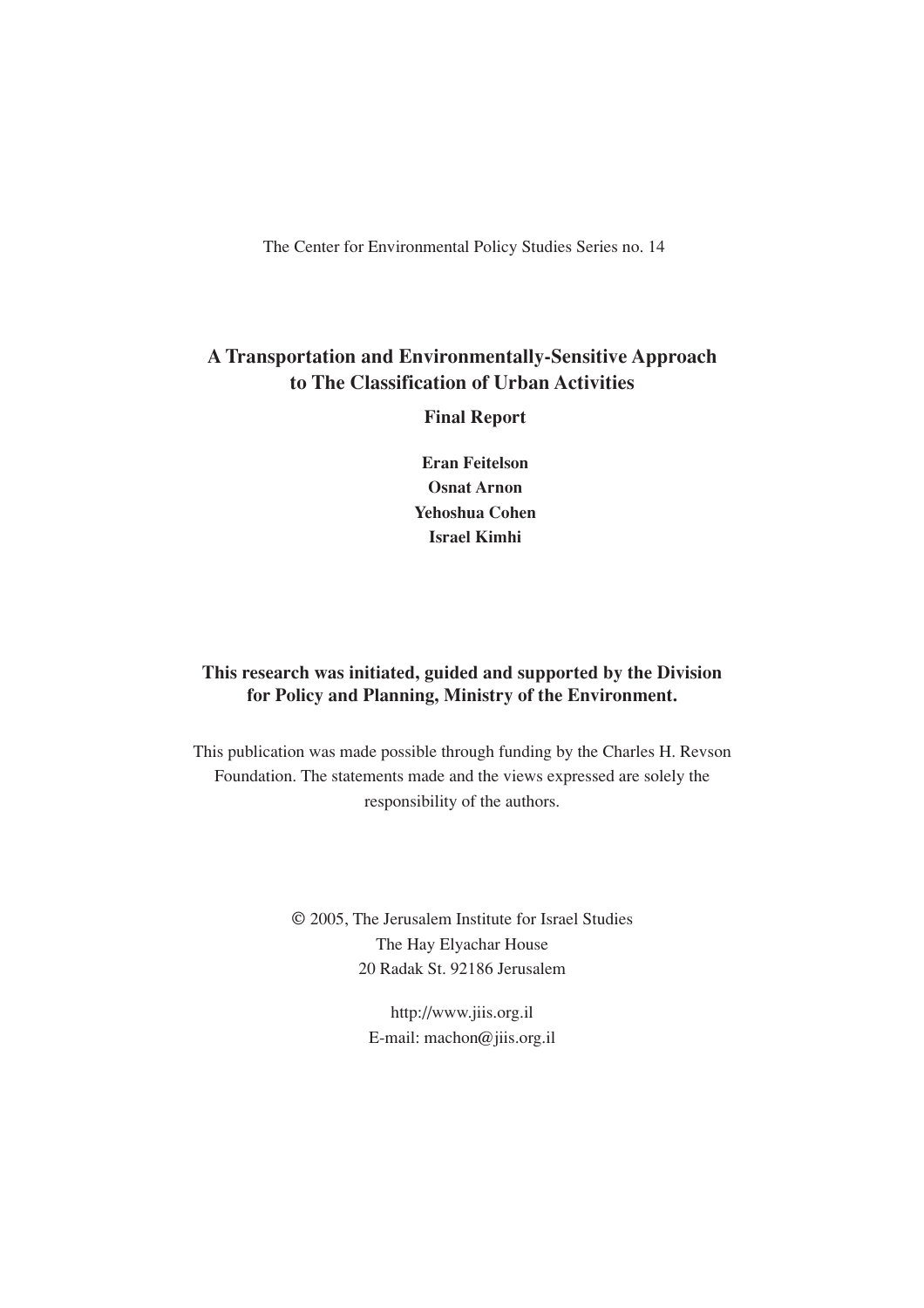The Center for Environmental Policy Studies Series no. 14

# A Transportation and Environmentally-Sensitive Approach to The Classification of Urban Activities

**Final Report**

**Eran Feitelson**
**Osnat Arnon**
**Yehoshua Cohen**
**Israel Kimhi**

**This research was initiated, guided and supported by the Division for Policy and Planning, Ministry of the Environment.**

This publication was made possible through funding by the Charles H. Revson Foundation. The statements made and the views expressed are solely the responsibility of the authors.

© 2005, The Jerusalem Institute for Israel Studies
The Hay Elyachar House
20 Radak St. 92186 Jerusalem

http://www.jiis.org.il
E-mail: machon@jiis.org.il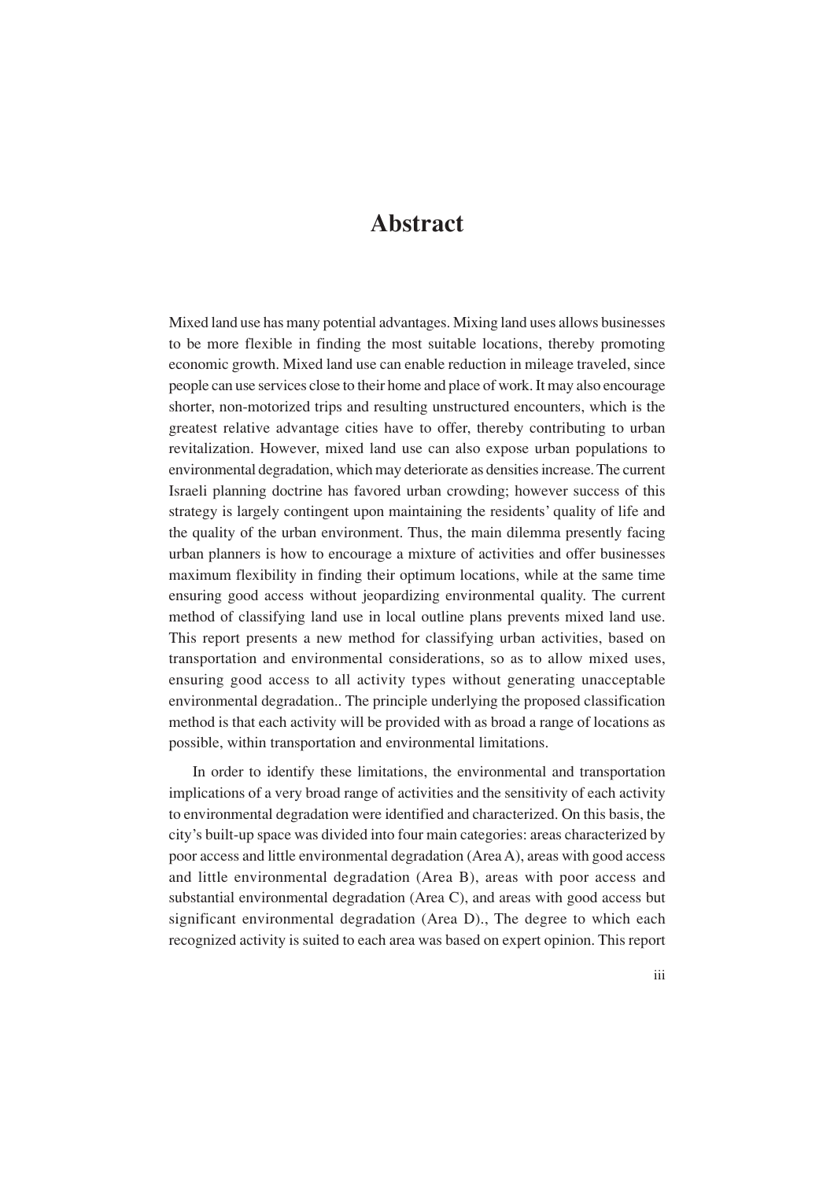# Abstract

Mixed land use has many potential advantages. Mixing land uses allows businesses to be more flexible in finding the most suitable locations, thereby promoting economic growth. Mixed land use can enable reduction in mileage traveled, since people can use services close to their home and place of work. It may also encourage shorter, non-motorized trips and resulting unstructured encounters, which is the greatest relative advantage cities have to offer, thereby contributing to urban revitalization. However, mixed land use can also expose urban populations to environmental degradation, which may deteriorate as densities increase. The current Israeli planning doctrine has favored urban crowding; however success of this strategy is largely contingent upon maintaining the residents' quality of life and the quality of the urban environment. Thus, the main dilemma presently facing urban planners is how to encourage a mixture of activities and offer businesses maximum flexibility in finding their optimum locations, while at the same time ensuring good access without jeopardizing environmental quality. The current method of classifying land use in local outline plans prevents mixed land use. This report presents a new method for classifying urban activities, based on transportation and environmental considerations, so as to allow mixed uses, ensuring good access to all activity types without generating unacceptable environmental degradation.. The principle underlying the proposed classification method is that each activity will be provided with as broad a range of locations as possible, within transportation and environmental limitations.

In order to identify these limitations, the environmental and transportation implications of a very broad range of activities and the sensitivity of each activity to environmental degradation were identified and characterized. On this basis, the city's built-up space was divided into four main categories: areas characterized by poor access and little environmental degradation (Area A), areas with good access and little environmental degradation (Area B), areas with poor access and substantial environmental degradation (Area C), and areas with good access but significant environmental degradation (Area D)., The degree to which each recognized activity is suited to each area was based on expert opinion. This report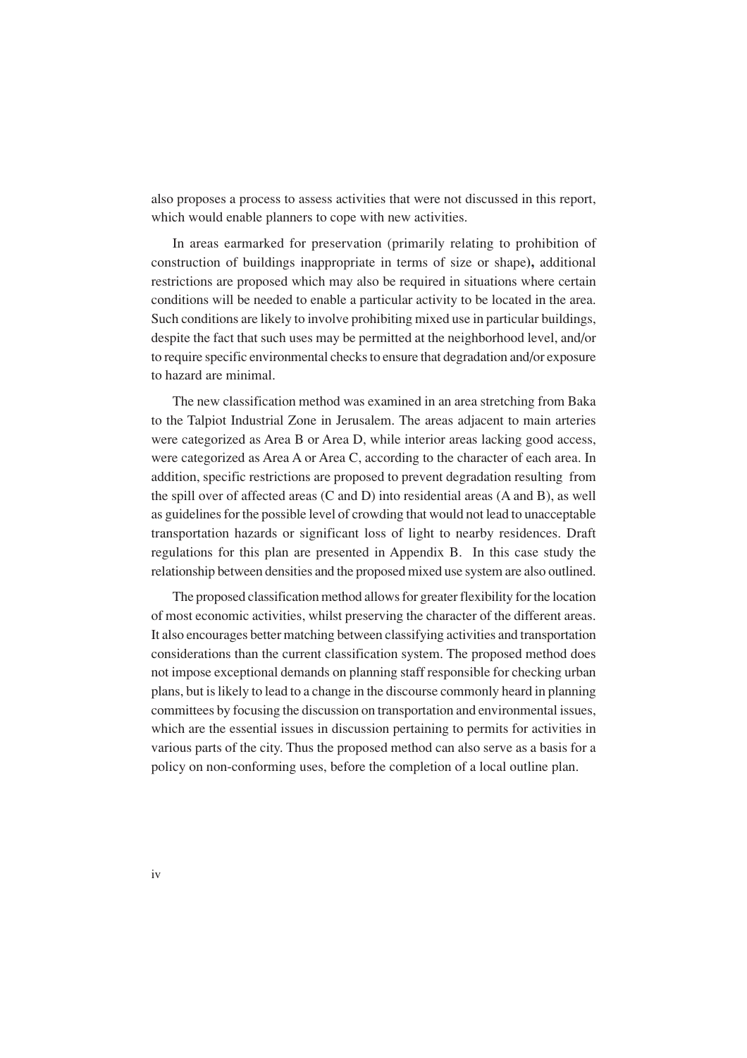also proposes a process to assess activities that were not discussed in this report, which would enable planners to cope with new activities.

In areas earmarked for preservation (primarily relating to prohibition of construction of buildings inappropriate in terms of size or shape**),** additional restrictions are proposed which may also be required in situations where certain conditions will be needed to enable a particular activity to be located in the area. Such conditions are likely to involve prohibiting mixed use in particular buildings, despite the fact that such uses may be permitted at the neighborhood level, and/or to require specific environmental checks to ensure that degradation and/or exposure to hazard are minimal.

The new classification method was examined in an area stretching from Baka to the Talpiot Industrial Zone in Jerusalem. The areas adjacent to main arteries were categorized as Area B or Area D, while interior areas lacking good access, were categorized as Area A or Area C, according to the character of each area. In addition, specific restrictions are proposed to prevent degradation resulting from the spill over of affected areas (C and D) into residential areas (A and B), as well as guidelines for the possible level of crowding that would not lead to unacceptable transportation hazards or significant loss of light to nearby residences. Draft regulations for this plan are presented in Appendix B. In this case study the relationship between densities and the proposed mixed use system are also outlined.

The proposed classification method allows for greater flexibility for the location of most economic activities, whilst preserving the character of the different areas. It also encourages better matching between classifying activities and transportation considerations than the current classification system. The proposed method does not impose exceptional demands on planning staff responsible for checking urban plans, but is likely to lead to a change in the discourse commonly heard in planning committees by focusing the discussion on transportation and environmental issues, which are the essential issues in discussion pertaining to permits for activities in various parts of the city. Thus the proposed method can also serve as a basis for a policy on non-conforming uses, before the completion of a local outline plan.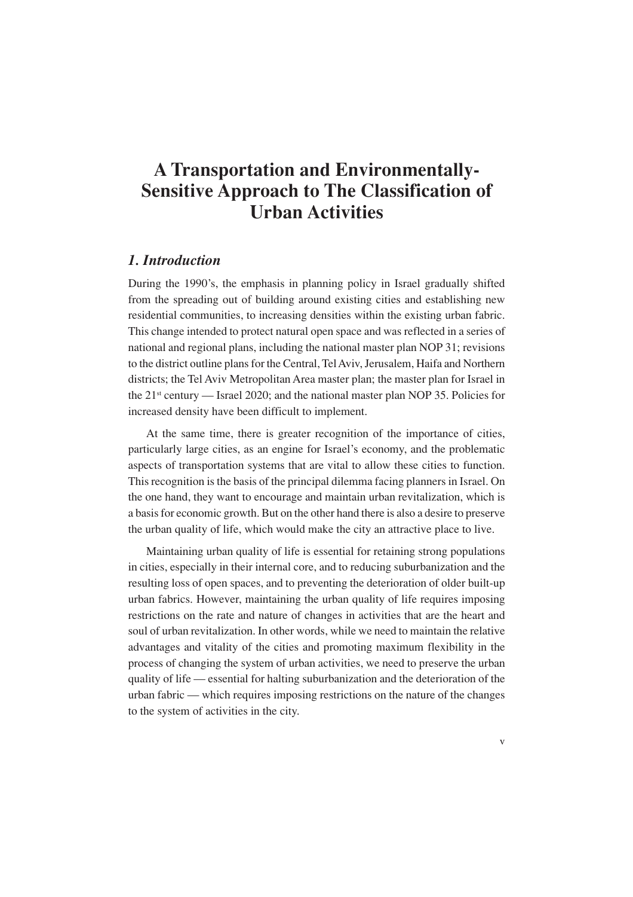# A Transportation and Environmentally-Sensitive Approach to The Classification of Urban Activities

## *1. Introduction*

During the 1990's, the emphasis in planning policy in Israel gradually shifted from the spreading out of building around existing cities and establishing new residential communities, to increasing densities within the existing urban fabric. This change intended to protect natural open space and was reflected in a series of national and regional plans, including the national master plan NOP 31; revisions to the district outline plans for the Central, Tel Aviv, Jerusalem, Haifa and Northern districts; the Tel Aviv Metropolitan Area master plan; the master plan for Israel in the 21st century — Israel 2020; and the national master plan NOP 35. Policies for increased density have been difficult to implement.

At the same time, there is greater recognition of the importance of cities, particularly large cities, as an engine for Israel's economy, and the problematic aspects of transportation systems that are vital to allow these cities to function. This recognition is the basis of the principal dilemma facing planners in Israel. On the one hand, they want to encourage and maintain urban revitalization, which is a basis for economic growth. But on the other hand there is also a desire to preserve the urban quality of life, which would make the city an attractive place to live.

Maintaining urban quality of life is essential for retaining strong populations in cities, especially in their internal core, and to reducing suburbanization and the resulting loss of open spaces, and to preventing the deterioration of older built-up urban fabrics. However, maintaining the urban quality of life requires imposing restrictions on the rate and nature of changes in activities that are the heart and soul of urban revitalization. In other words, while we need to maintain the relative advantages and vitality of the cities and promoting maximum flexibility in the process of changing the system of urban activities, we need to preserve the urban quality of life — essential for halting suburbanization and the deterioration of the urban fabric — which requires imposing restrictions on the nature of the changes to the system of activities in the city.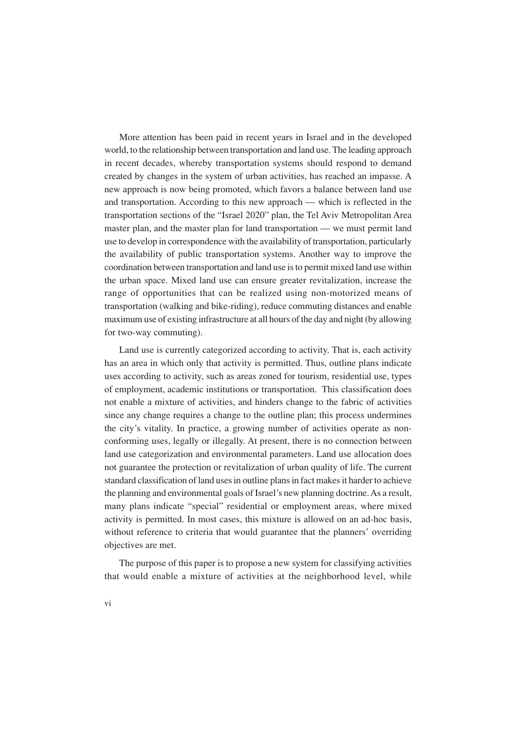More attention has been paid in recent years in Israel and in the developed world, to the relationship between transportation and land use. The leading approach in recent decades, whereby transportation systems should respond to demand created by changes in the system of urban activities, has reached an impasse. A new approach is now being promoted, which favors a balance between land use and transportation. According to this new approach — which is reflected in the transportation sections of the "Israel 2020" plan, the Tel Aviv Metropolitan Area master plan, and the master plan for land transportation — we must permit land use to develop in correspondence with the availability of transportation, particularly the availability of public transportation systems. Another way to improve the coordination between transportation and land use is to permit mixed land use within the urban space. Mixed land use can ensure greater revitalization, increase the range of opportunities that can be realized using non-motorized means of transportation (walking and bike-riding), reduce commuting distances and enable maximum use of existing infrastructure at all hours of the day and night (by allowing for two-way commuting).

Land use is currently categorized according to activity. That is, each activity has an area in which only that activity is permitted. Thus, outline plans indicate uses according to activity, such as areas zoned for tourism, residential use, types of employment, academic institutions or transportation. This classification does not enable a mixture of activities, and hinders change to the fabric of activities since any change requires a change to the outline plan; this process undermines the city's vitality. In practice, a growing number of activities operate as non-conforming uses, legally or illegally. At present, there is no connection between land use categorization and environmental parameters. Land use allocation does not guarantee the protection or revitalization of urban quality of life. The current standard classification of land uses in outline plans in fact makes it harder to achieve the planning and environmental goals of Israel's new planning doctrine. As a result, many plans indicate "special" residential or employment areas, where mixed activity is permitted. In most cases, this mixture is allowed on an ad-hoc basis, without reference to criteria that would guarantee that the planners' overriding objectives are met.

The purpose of this paper is to propose a new system for classifying activities that would enable a mixture of activities at the neighborhood level, while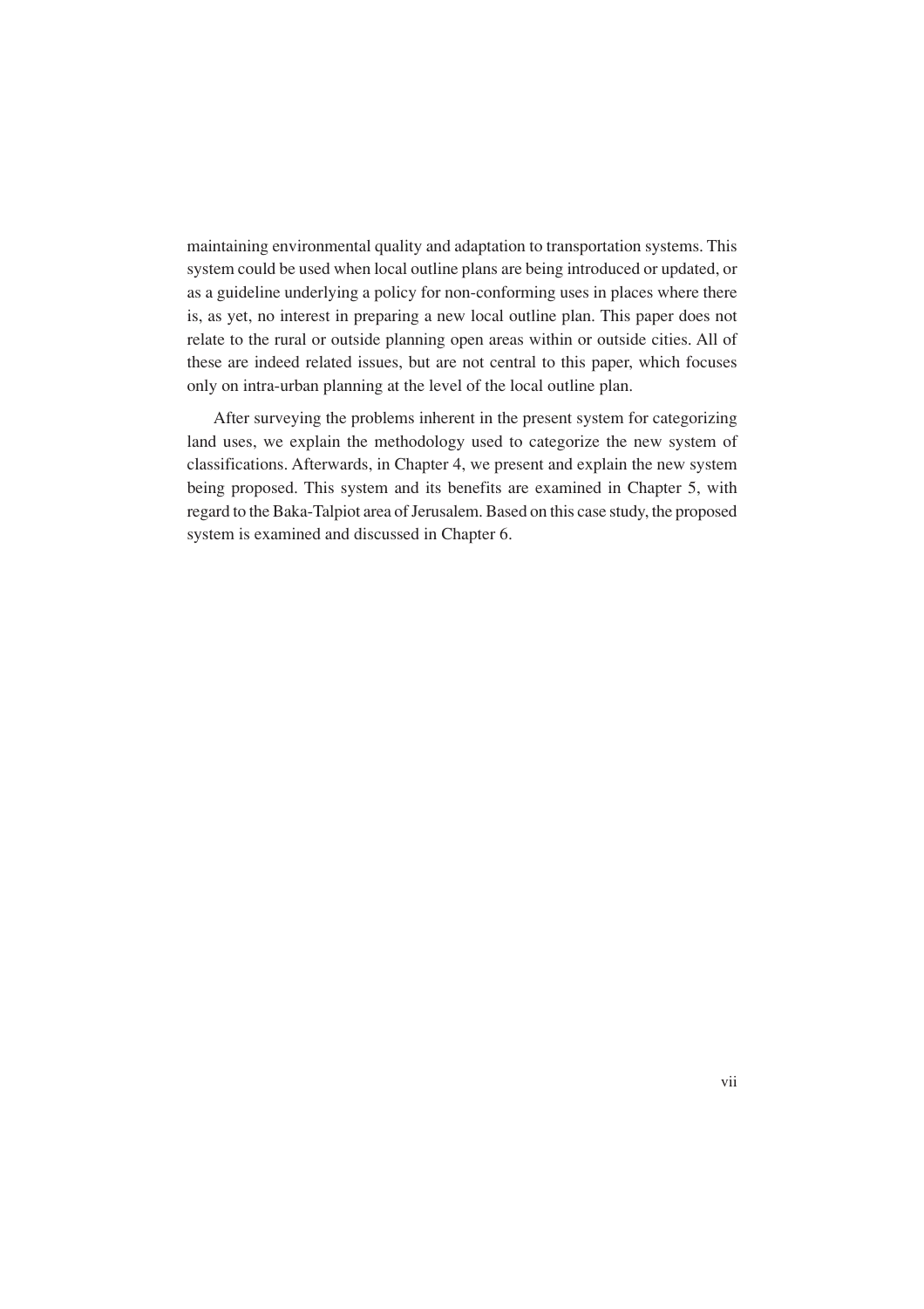maintaining environmental quality and adaptation to transportation systems. This system could be used when local outline plans are being introduced or updated, or as a guideline underlying a policy for non-conforming uses in places where there is, as yet, no interest in preparing a new local outline plan. This paper does not relate to the rural or outside planning open areas within or outside cities. All of these are indeed related issues, but are not central to this paper, which focuses only on intra-urban planning at the level of the local outline plan.

After surveying the problems inherent in the present system for categorizing land uses, we explain the methodology used to categorize the new system of classifications. Afterwards, in Chapter 4, we present and explain the new system being proposed. This system and its benefits are examined in Chapter 5, with regard to the Baka-Talpiot area of Jerusalem. Based on this case study, the proposed system is examined and discussed in Chapter 6.